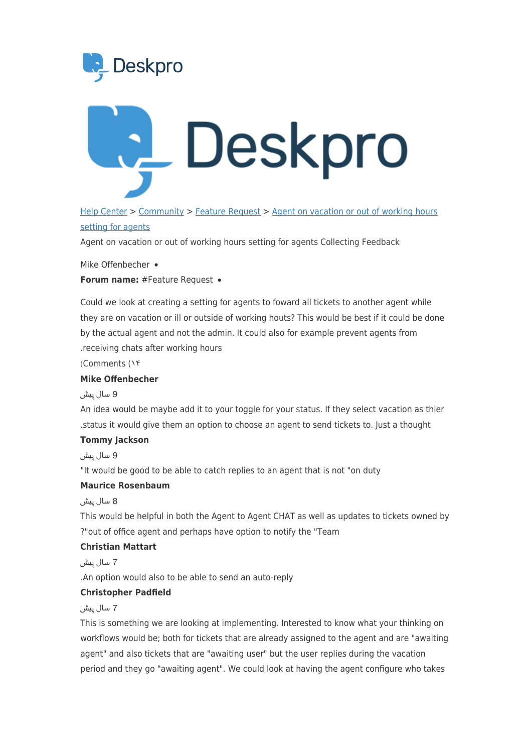Help Center > Community > Feature Request > Agent on vacation or out of working hours setting for agents

Agent on vacation or out of working hours setting for agents Collecting Feedback

Mike Offenbecher •

**Forum name:** #Feature Request •

Could we look at creating a setting for agents to foward all tickets to another agent while they are on vacation or ill or outside of working houts? This would be best if it could be done by the actual agent and not the admin. It could also for example prevent agents from receiving chats after working hours.

Comments (۱۴)

**Mike Offenbecher**

9 سال پیش

An idea would be maybe add it to your toggle for your status. If they select vacation as thier status it would give them an option to choose an agent to send tickets to. Just a thought.

**Tommy Jackson**

9 سال پیش

It would be good to be able to catch replies to an agent that is not "on duty"

**Maurice Rosenbaum**

8 سال پیش

This would be helpful in both the Agent to Agent CHAT as well as updates to tickets owned by "out of office agent and perhaps have option to notify the "Team?

**Christian Mattart**

7 سال پیش

An option would also to be able to send an auto-reply.

**Christopher Padfield**

7 سال پیش

This is something we are looking at implementing. Interested to know what your thinking on workflows would be; both for tickets that are already assigned to the agent and are "awaiting agent" and also tickets that are "awaiting user" but the user replies during the vacation period and they go "awaiting agent". We could look at having the agent configure who takes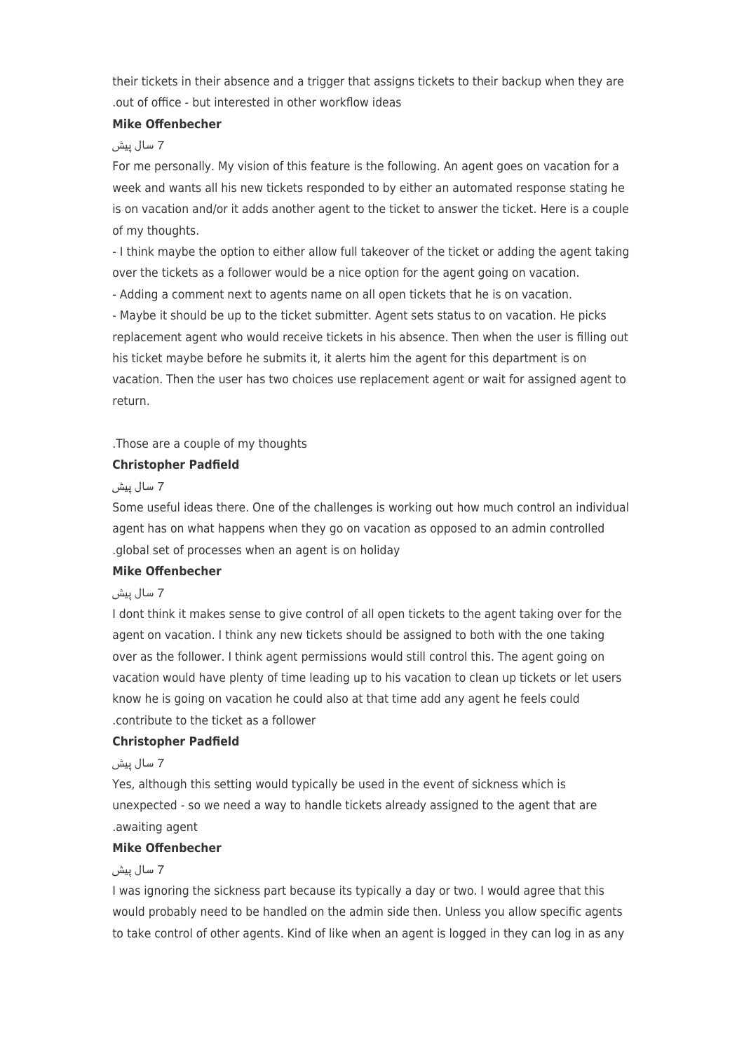their tickets in their absence and a trigger that assigns tickets to their backup when they are .out of office - but interested in other workflow ideas

**Mike Offenbecher**

7 سال پیش

For me personally. My vision of this feature is the following. An agent goes on vacation for a week and wants all his new tickets responded to by either an automated response stating he is on vacation and/or it adds another agent to the ticket to answer the ticket. Here is a couple of my thoughts.

- I think maybe the option to either allow full takeover of the ticket or adding the agent taking over the tickets as a follower would be a nice option for the agent going on vacation.
- Adding a comment next to agents name on all open tickets that he is on vacation.
- Maybe it should be up to the ticket submitter. Agent sets status to on vacation. He picks replacement agent who would receive tickets in his absence. Then when the user is filling out his ticket maybe before he submits it, it alerts him the agent for this department is on vacation. Then the user has two choices use replacement agent or wait for assigned agent to return.

.Those are a couple of my thoughts

**Christopher Padfield**

7 سال پیش

Some useful ideas there. One of the challenges is working out how much control an individual agent has on what happens when they go on vacation as opposed to an admin controlled .global set of processes when an agent is on holiday

**Mike Offenbecher**

7 سال پیش

I dont think it makes sense to give control of all open tickets to the agent taking over for the agent on vacation. I think any new tickets should be assigned to both with the one taking over as the follower. I think agent permissions would still control this. The agent going on vacation would have plenty of time leading up to his vacation to clean up tickets or let users know he is going on vacation he could also at that time add any agent he feels could .contribute to the ticket as a follower

**Christopher Padfield**

7 سال پیش

Yes, although this setting would typically be used in the event of sickness which is unexpected - so we need a way to handle tickets already assigned to the agent that are .awaiting agent

**Mike Offenbecher**

7 سال پیش

I was ignoring the sickness part because its typically a day or two. I would agree that this would probably need to be handled on the admin side then. Unless you allow specific agents to take control of other agents. Kind of like when an agent is logged in they can log in as any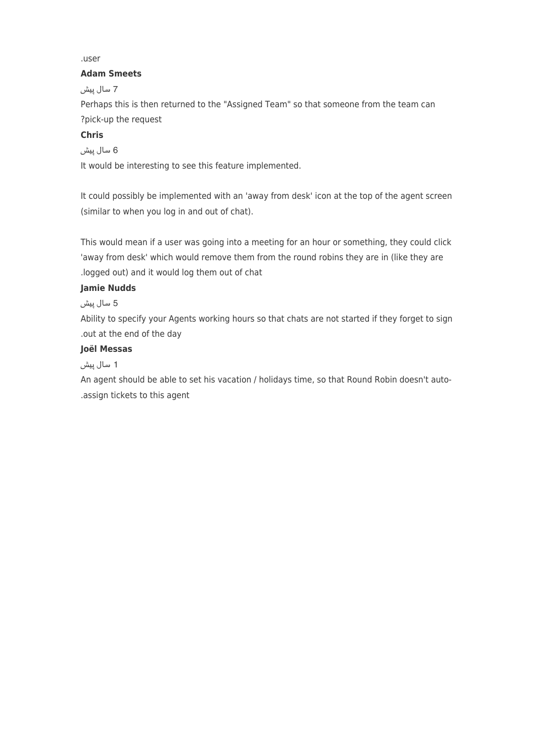.user

**Adam Smeets**

7 سال پیش

Perhaps this is then returned to the "Assigned Team" so that someone from the team can ?pick-up the request

**Chris**

6 سال پیش

It would be interesting to see this feature implemented.

It could possibly be implemented with an 'away from desk' icon at the top of the agent screen (similar to when you log in and out of chat).

This would mean if a user was going into a meeting for an hour or something, they could click 'away from desk' which would remove them from the round robins they are in (like they are .logged out) and it would log them out of chat

**Jamie Nudds**

5 سال پیش

Ability to specify your Agents working hours so that chats are not started if they forget to sign .out at the end of the day

**Joël Messas**

1 سال پیش

An agent should be able to set his vacation / holidays time, so that Round Robin doesn't auto-.assign tickets to this agent